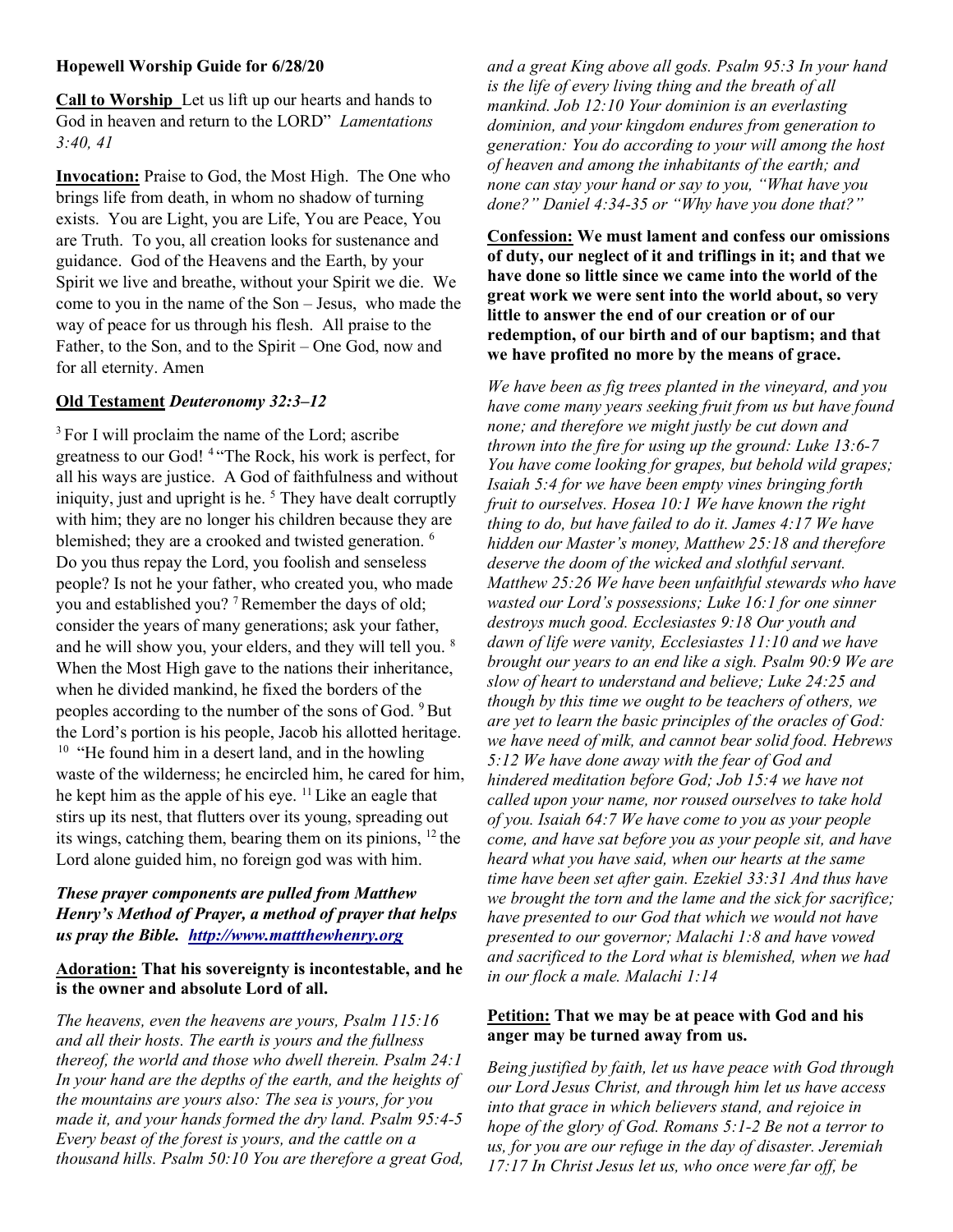**Hopewell Worship Guide for 6/28/20**

**Call to Worship** Let us lift up our hearts and hands to God in heaven and return to the LORD" *Lamentations 3:40, 41*

**Invocation:** Praise to God, the Most High. The One who brings life from death, in whom no shadow of turning exists. You are Light, you are Life, You are Peace, You are Truth. To you, all creation looks for sustenance and guidance. God of the Heavens and the Earth, by your Spirit we live and breathe, without your Spirit we die. We come to you in the name of the Son – Jesus, who made the way of peace for us through his flesh. All praise to the Father, to the Son, and to the Spirit – One God, now and for all eternity. Amen

**Old Testament** ***Deuteronomy 32:3–12***

[3] For I will proclaim the name of the Lord; ascribe greatness to our God! [4] "The Rock, his work is perfect, for all his ways are justice. A God of faithfulness and without iniquity, just and upright is he. [5] They have dealt corruptly with him; they are no longer his children because they are blemished; they are a crooked and twisted generation. [6] Do you thus repay the Lord, you foolish and senseless people? Is not he your father, who created you, who made you and established you? [7] Remember the days of old; consider the years of many generations; ask your father, and he will show you, your elders, and they will tell you. [8] When the Most High gave to the nations their inheritance, when he divided mankind, he fixed the borders of the peoples according to the number of the sons of God. [9] But the Lord's portion is his people, Jacob his allotted heritage. [10] "He found him in a desert land, and in the howling waste of the wilderness; he encircled him, he cared for him, he kept him as the apple of his eye. [11] Like an eagle that stirs up its nest, that flutters over its young, spreading out its wings, catching them, bearing them on its pinions, [12] the Lord alone guided him, no foreign god was with him.

***These prayer components are pulled from Matthew Henry's Method of Prayer, a method of prayer that helps us pray the Bible. http://www.mattthewhenry.org***

**Adoration: That his sovereignty is incontestable, and he is the owner and absolute Lord of all.**

*The heavens, even the heavens are yours, Psalm 115:16 and all their hosts. The earth is yours and the fullness thereof, the world and those who dwell therein. Psalm 24:1 In your hand are the depths of the earth, and the heights of the mountains are yours also: The sea is yours, for you made it, and your hands formed the dry land. Psalm 95:4-5 Every beast of the forest is yours, and the cattle on a thousand hills. Psalm 50:10 You are therefore a great God, and a great King above all gods. Psalm 95:3 In your hand is the life of every living thing and the breath of all mankind. Job 12:10 Your dominion is an everlasting dominion, and your kingdom endures from generation to generation: You do according to your will among the host of heaven and among the inhabitants of the earth; and none can stay your hand or say to you, "What have you done?" Daniel 4:34-35 or "Why have you done that?"*

**Confession: We must lament and confess our omissions of duty, our neglect of it and triflings in it; and that we have done so little since we came into the world of the great work we were sent into the world about, so very little to answer the end of our creation or of our redemption, of our birth and of our baptism; and that we have profited no more by the means of grace.**

*We have been as fig trees planted in the vineyard, and you have come many years seeking fruit from us but have found none; and therefore we might justly be cut down and thrown into the fire for using up the ground: Luke 13:6-7 You have come looking for grapes, but behold wild grapes; Isaiah 5:4 for we have been empty vines bringing forth fruit to ourselves. Hosea 10:1 We have known the right thing to do, but have failed to do it. James 4:17 We have hidden our Master's money, Matthew 25:18 and therefore deserve the doom of the wicked and slothful servant. Matthew 25:26 We have been unfaithful stewards who have wasted our Lord's possessions; Luke 16:1 for one sinner destroys much good. Ecclesiastes 9:18 Our youth and dawn of life were vanity, Ecclesiastes 11:10 and we have brought our years to an end like a sigh. Psalm 90:9 We are slow of heart to understand and believe; Luke 24:25 and though by this time we ought to be teachers of others, we are yet to learn the basic principles of the oracles of God: we have need of milk, and cannot bear solid food. Hebrews 5:12 We have done away with the fear of God and hindered meditation before God; Job 15:4 we have not called upon your name, nor roused ourselves to take hold of you. Isaiah 64:7 We have come to you as your people come, and have sat before you as your people sit, and have heard what you have said, when our hearts at the same time have been set after gain. Ezekiel 33:31 And thus have we brought the torn and the lame and the sick for sacrifice; have presented to our God that which we would not have presented to our governor; Malachi 1:8 and have vowed and sacrificed to the Lord what is blemished, when we had in our flock a male. Malachi 1:14*

**Petition: That we may be at peace with God and his anger may be turned away from us.**

*Being justified by faith, let us have peace with God through our Lord Jesus Christ, and through him let us have access into that grace in which believers stand, and rejoice in hope of the glory of God. Romans 5:1-2 Be not a terror to us, for you are our refuge in the day of disaster. Jeremiah 17:17 In Christ Jesus let us, who once were far off, be*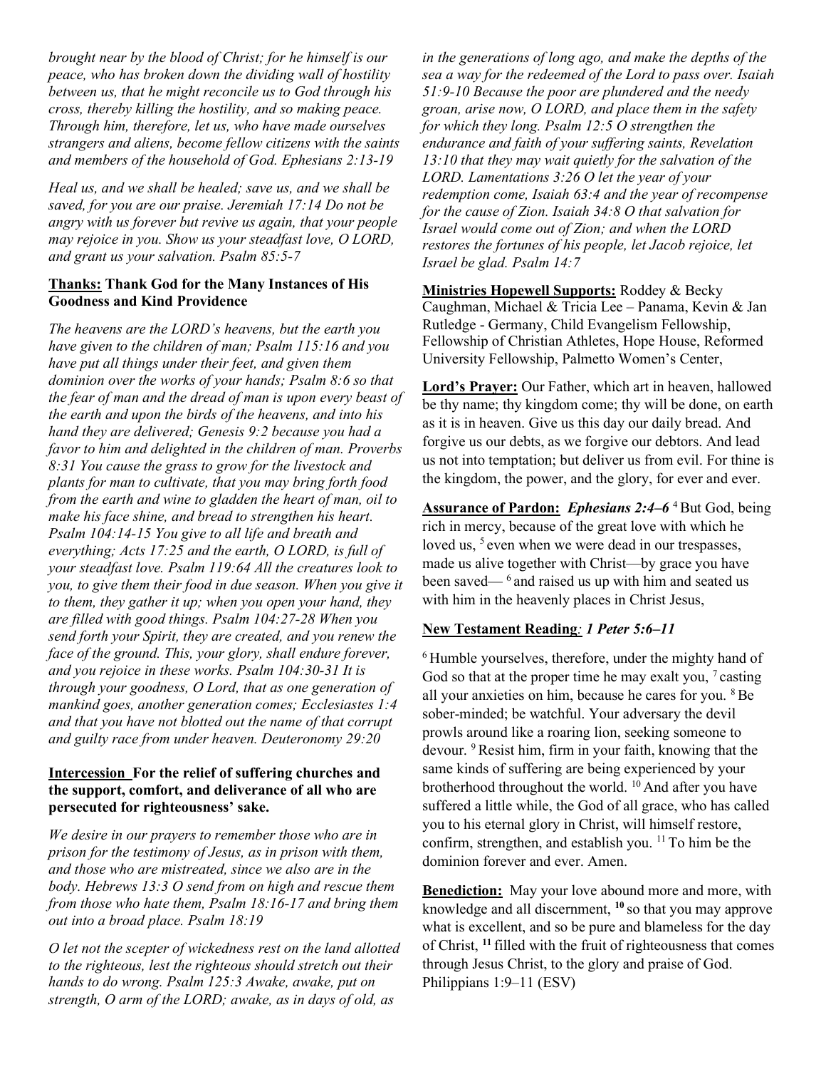*brought near by the blood of Christ; for he himself is our peace, who has broken down the dividing wall of hostility between us, that he might reconcile us to God through his cross, thereby killing the hostility, and so making peace. Through him, therefore, let us, who have made ourselves strangers and aliens, become fellow citizens with the saints and members of the household of God. Ephesians 2:13-19*

*Heal us, and we shall be healed; save us, and we shall be saved, for you are our praise. Jeremiah 17:14 Do not be angry with us forever but revive us again, that your people may rejoice in you. Show us your steadfast love, O LORD, and grant us your salvation. Psalm 85:5-7*

**Thanks: Thank God for the Many Instances of His Goodness and Kind Providence**

*The heavens are the LORD's heavens, but the earth you have given to the children of man; Psalm 115:16 and you have put all things under their feet, and given them dominion over the works of your hands; Psalm 8:6 so that the fear of man and the dread of man is upon every beast of the earth and upon the birds of the heavens, and into his hand they are delivered; Genesis 9:2 because you had a favor to him and delighted in the children of man. Proverbs 8:31 You cause the grass to grow for the livestock and plants for man to cultivate, that you may bring forth food from the earth and wine to gladden the heart of man, oil to make his face shine, and bread to strengthen his heart. Psalm 104:14-15 You give to all life and breath and everything; Acts 17:25 and the earth, O LORD, is full of your steadfast love. Psalm 119:64 All the creatures look to you, to give them their food in due season. When you give it to them, they gather it up; when you open your hand, they are filled with good things. Psalm 104:27-28 When you send forth your Spirit, they are created, and you renew the face of the ground. This, your glory, shall endure forever, and you rejoice in these works. Psalm 104:30-31 It is through your goodness, O Lord, that as one generation of mankind goes, another generation comes; Ecclesiastes 1:4 and that you have not blotted out the name of that corrupt and guilty race from under heaven. Deuteronomy 29:20*

**Intercession For the relief of suffering churches and the support, comfort, and deliverance of all who are persecuted for righteousness' sake.**

*We desire in our prayers to remember those who are in prison for the testimony of Jesus, as in prison with them, and those who are mistreated, since we also are in the body. Hebrews 13:3 O send from on high and rescue them from those who hate them, Psalm 18:16-17 and bring them out into a broad place. Psalm 18:19*

*O let not the scepter of wickedness rest on the land allotted to the righteous, lest the righteous should stretch out their hands to do wrong. Psalm 125:3 Awake, awake, put on strength, O arm of the LORD; awake, as in days of old, as in the generations of long ago, and make the depths of the sea a way for the redeemed of the Lord to pass over. Isaiah 51:9-10 Because the poor are plundered and the needy groan, arise now, O LORD, and place them in the safety for which they long. Psalm 12:5 O strengthen the endurance and faith of your suffering saints, Revelation 13:10 that they may wait quietly for the salvation of the LORD. Lamentations 3:26 O let the year of your redemption come, Isaiah 63:4 and the year of recompense for the cause of Zion. Isaiah 34:8 O that salvation for Israel would come out of Zion; and when the LORD restores the fortunes of his people, let Jacob rejoice, let Israel be glad. Psalm 14:7*

**Ministries Hopewell Supports:** Roddey & Becky Caughman, Michael & Tricia Lee – Panama, Kevin & Jan Rutledge - Germany, Child Evangelism Fellowship, Fellowship of Christian Athletes, Hope House, Reformed University Fellowship, Palmetto Women's Center,

**Lord's Prayer:** Our Father, which art in heaven, hallowed be thy name; thy kingdom come; thy will be done, on earth as it is in heaven. Give us this day our daily bread. And forgive us our debts, as we forgive our debtors. And lead us not into temptation; but deliver us from evil. For thine is the kingdom, the power, and the glory, for ever and ever.

**Assurance of Pardon:** ***Ephesians 2:4–6*** [4] But God, being rich in mercy, because of the great love with which he loved us, [5] even when we were dead in our trespasses, made us alive together with Christ—by grace you have been saved— [6] and raised us up with him and seated us with him in the heavenly places in Christ Jesus,

**New Testament Reading*: 1 Peter 5:6–11***

[6] Humble yourselves, therefore, under the mighty hand of God so that at the proper time he may exalt you, [7] casting all your anxieties on him, because he cares for you. [8] Be sober-minded; be watchful. Your adversary the devil prowls around like a roaring lion, seeking someone to devour. [9] Resist him, firm in your faith, knowing that the same kinds of suffering are being experienced by your brotherhood throughout the world. [10] And after you have suffered a little while, the God of all grace, who has called you to his eternal glory in Christ, will himself restore, confirm, strengthen, and establish you. [11] To him be the dominion forever and ever. Amen.

**Benediction:** May your love abound more and more, with knowledge and all discernment, [10] so that you may approve what is excellent, and so be pure and blameless for the day of Christ, [11] filled with the fruit of righteousness that comes through Jesus Christ, to the glory and praise of God. Philippians 1:9–11 (ESV)